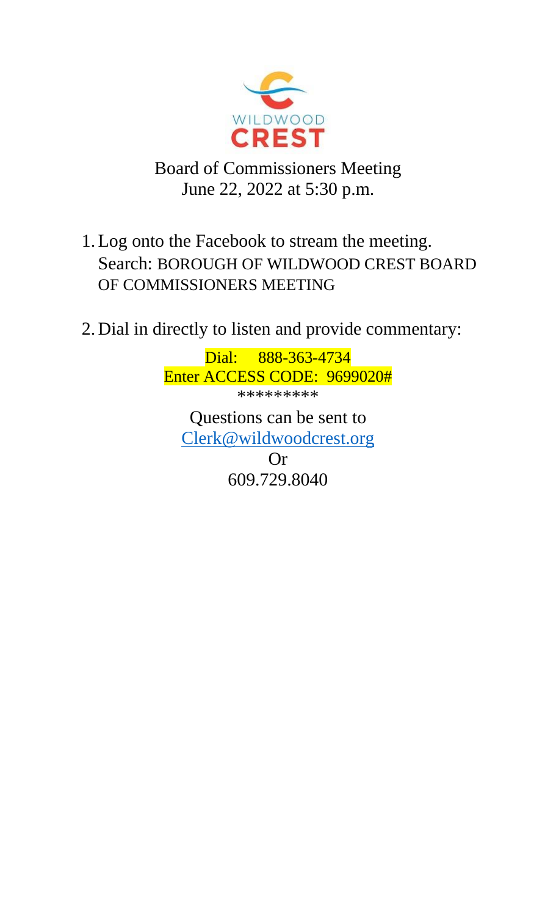WILDWOOD CREST

# Board of Commissioners Meeting

June 22, 2022 at 5:30 p.m.

1. Log onto the Facebook to stream the meeting.
   Search: BOROUGH OF WILDWOOD CREST BOARD OF COMMISSIONERS MEETING

2. Dial in directly to listen and provide commentary:

Dial: 888-363-4734

Enter ACCESS CODE: 9699020#

*********

Questions can be sent to

Clerk@wildwoodcrest.org

Or

609.729.8040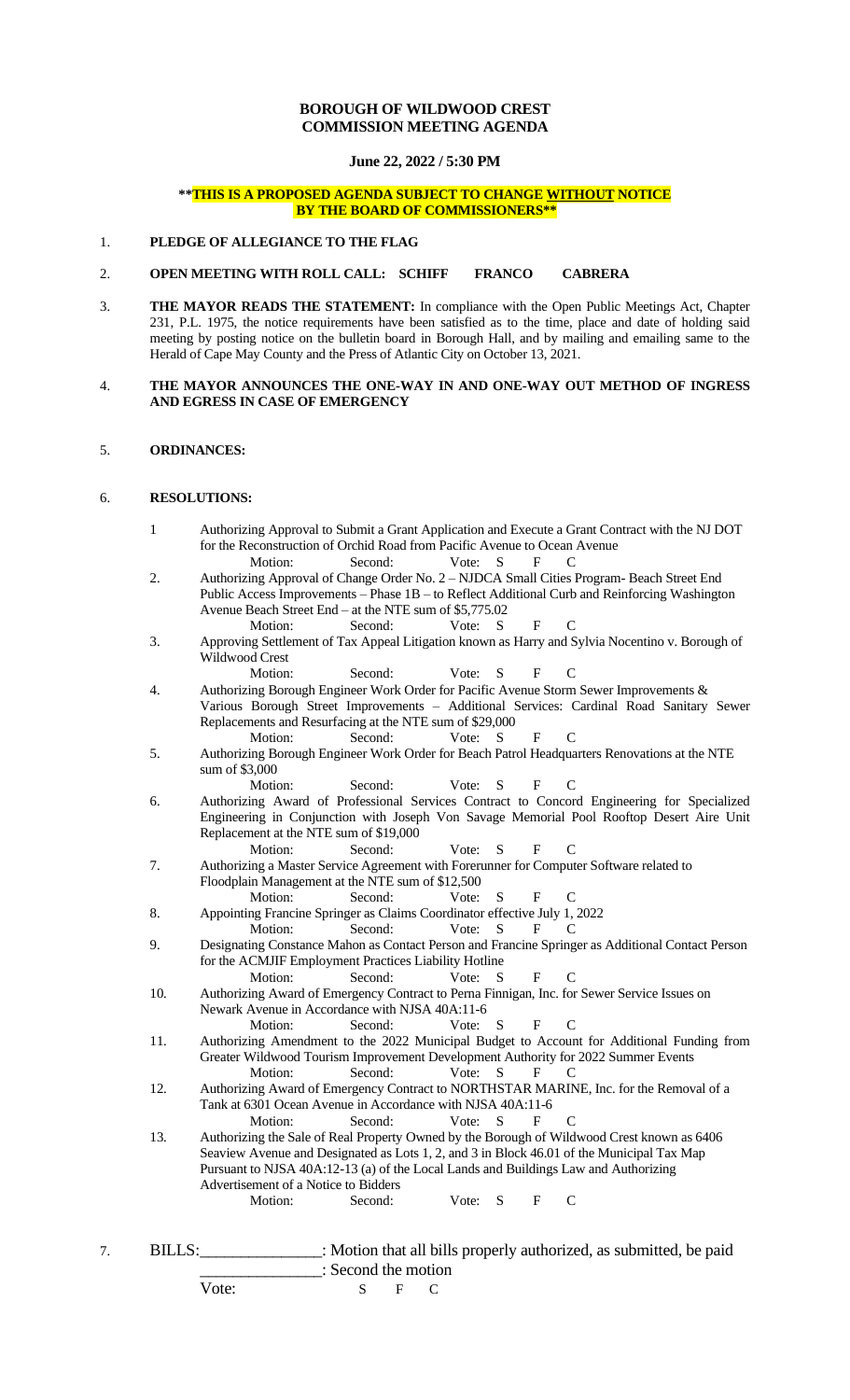**BOROUGH OF WILDWOOD CREST**
**COMMISSION MEETING AGENDA**

**June 22, 2022 / 5:30 PM**

****THIS IS A PROPOSED AGENDA SUBJECT TO CHANGE WITHOUT NOTICE BY THE BOARD OF COMMISSIONERS****

1. **PLEDGE OF ALLEGIANCE TO THE FLAG**

2. **OPEN MEETING WITH ROLL CALL: SCHIFF FRANCO CABRERA**

3. **THE MAYOR READS THE STATEMENT:** In compliance with the Open Public Meetings Act, Chapter 231, P.L. 1975, the notice requirements have been satisfied as to the time, place and date of holding said meeting by posting notice on the bulletin board in Borough Hall, and by mailing and emailing same to the Herald of Cape May County and the Press of Atlantic City on October 13, 2021.

4. **THE MAYOR ANNOUNCES THE ONE-WAY IN AND ONE-WAY OUT METHOD OF INGRESS AND EGRESS IN CASE OF EMERGENCY**

5. **ORDINANCES:**

6. **RESOLUTIONS:**

   1. Authorizing Approval to Submit a Grant Application and Execute a Grant Contract with the NJ DOT for the Reconstruction of Orchid Road from Pacific Avenue to Ocean Avenue
      Motion: Second: Vote: S F C
   2. Authorizing Approval of Change Order No. 2 – NJDCA Small Cities Program- Beach Street End Public Access Improvements – Phase 1B – to Reflect Additional Curb and Reinforcing Washington Avenue Beach Street End – at the NTE sum of $5,775.02
      Motion: Second: Vote: S F C
   3. Approving Settlement of Tax Appeal Litigation known as Harry and Sylvia Nocentino v. Borough of Wildwood Crest
      Motion: Second: Vote: S F C
   4. Authorizing Borough Engineer Work Order for Pacific Avenue Storm Sewer Improvements & Various Borough Street Improvements – Additional Services: Cardinal Road Sanitary Sewer Replacements and Resurfacing at the NTE sum of $29,000
      Motion: Second: Vote: S F C
   5. Authorizing Borough Engineer Work Order for Beach Patrol Headquarters Renovations at the NTE sum of $3,000
      Motion: Second: Vote: S F C
   6. Authorizing Award of Professional Services Contract to Concord Engineering for Specialized Engineering in Conjunction with Joseph Von Savage Memorial Pool Rooftop Desert Aire Unit Replacement at the NTE sum of $19,000
      Motion: Second: Vote: S F C
   7. Authorizing a Master Service Agreement with Forerunner for Computer Software related to Floodplain Management at the NTE sum of $12,500
      Motion: Second: Vote: S F C
   8. Appointing Francine Springer as Claims Coordinator effective July 1, 2022
      Motion: Second: Vote: S F C
   9. Designating Constance Mahon as Contact Person and Francine Springer as Additional Contact Person for the ACMJIF Employment Practices Liability Hotline
      Motion: Second: Vote: S F C
   10. Authorizing Award of Emergency Contract to Perna Finnigan, Inc. for Sewer Service Issues on Newark Avenue in Accordance with NJSA 40A:11-6
       Motion: Second: Vote: S F C
   11. Authorizing Amendment to the 2022 Municipal Budget to Account for Additional Funding from Greater Wildwood Tourism Improvement Development Authority for 2022 Summer Events
       Motion: Second: Vote: S F C
   12. Authorizing Award of Emergency Contract to NORTHSTAR MARINE, Inc. for the Removal of a Tank at 6301 Ocean Avenue in Accordance with NJSA 40A:11-6
       Motion: Second: Vote: S F C
   13. Authorizing the Sale of Real Property Owned by the Borough of Wildwood Crest known as 6406 Seaview Avenue and Designated as Lots 1, 2, and 3 in Block 46.01 of the Municipal Tax Map Pursuant to NJSA 40A:12-13 (a) of the Local Lands and Buildings Law and Authorizing Advertisement of a Notice to Bidders
       Motion: Second: Vote: S F C

7. BILLS:_______________: Motion that all bills properly authorized, as submitted, be paid
   _______________: Second the motion
   Vote: S F C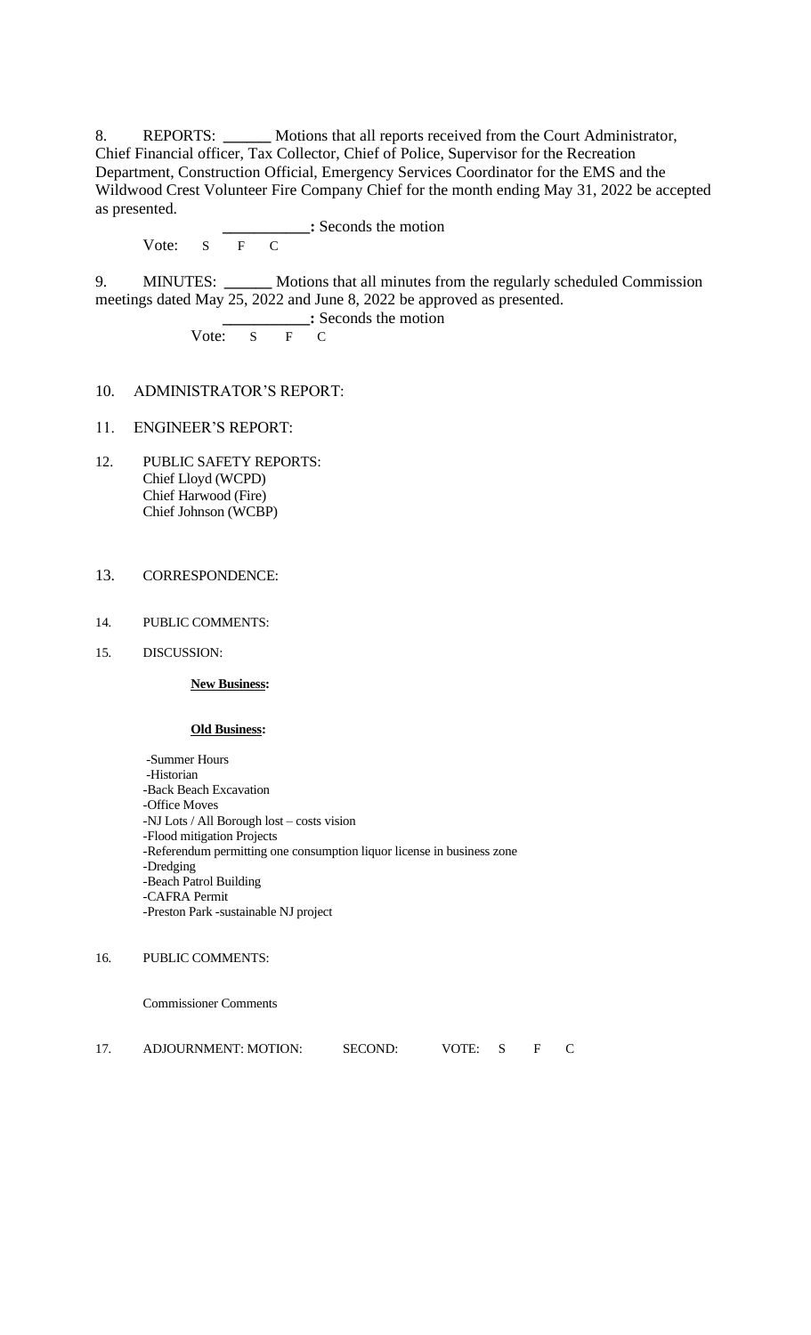8. REPORTS: ______ Motions that all reports received from the Court Administrator, Chief Financial officer, Tax Collector, Chief of Police, Supervisor for the Recreation Department, Construction Official, Emergency Services Coordinator for the EMS and the Wildwood Crest Volunteer Fire Company Chief for the month ending May 31, 2022 be accepted as presented.

__________**:** Seconds the motion

Vote: S F C

9. MINUTES: ______ Motions that all minutes from the regularly scheduled Commission meetings dated May 25, 2022 and June 8, 2022 be approved as presented.

__________**:** Seconds the motion

Vote: S F C

10. ADMINISTRATOR'S REPORT:

11. ENGINEER'S REPORT:

12. PUBLIC SAFETY REPORTS:
Chief Lloyd (WCPD)
Chief Harwood (Fire)
Chief Johnson (WCBP)

13. CORRESPONDENCE:

14. PUBLIC COMMENTS:

15. DISCUSSION:

**New Business:**

**Old Business:**

-Summer Hours
-Historian
-Back Beach Excavation
-Office Moves
-NJ Lots / All Borough lost – costs vision
-Flood mitigation Projects
-Referendum permitting one consumption liquor license in business zone
-Dredging
-Beach Patrol Building
-CAFRA Permit
-Preston Park -sustainable NJ project

16. PUBLIC COMMENTS:

Commissioner Comments

17. ADJOURNMENT: MOTION: SECOND: VOTE: S F C